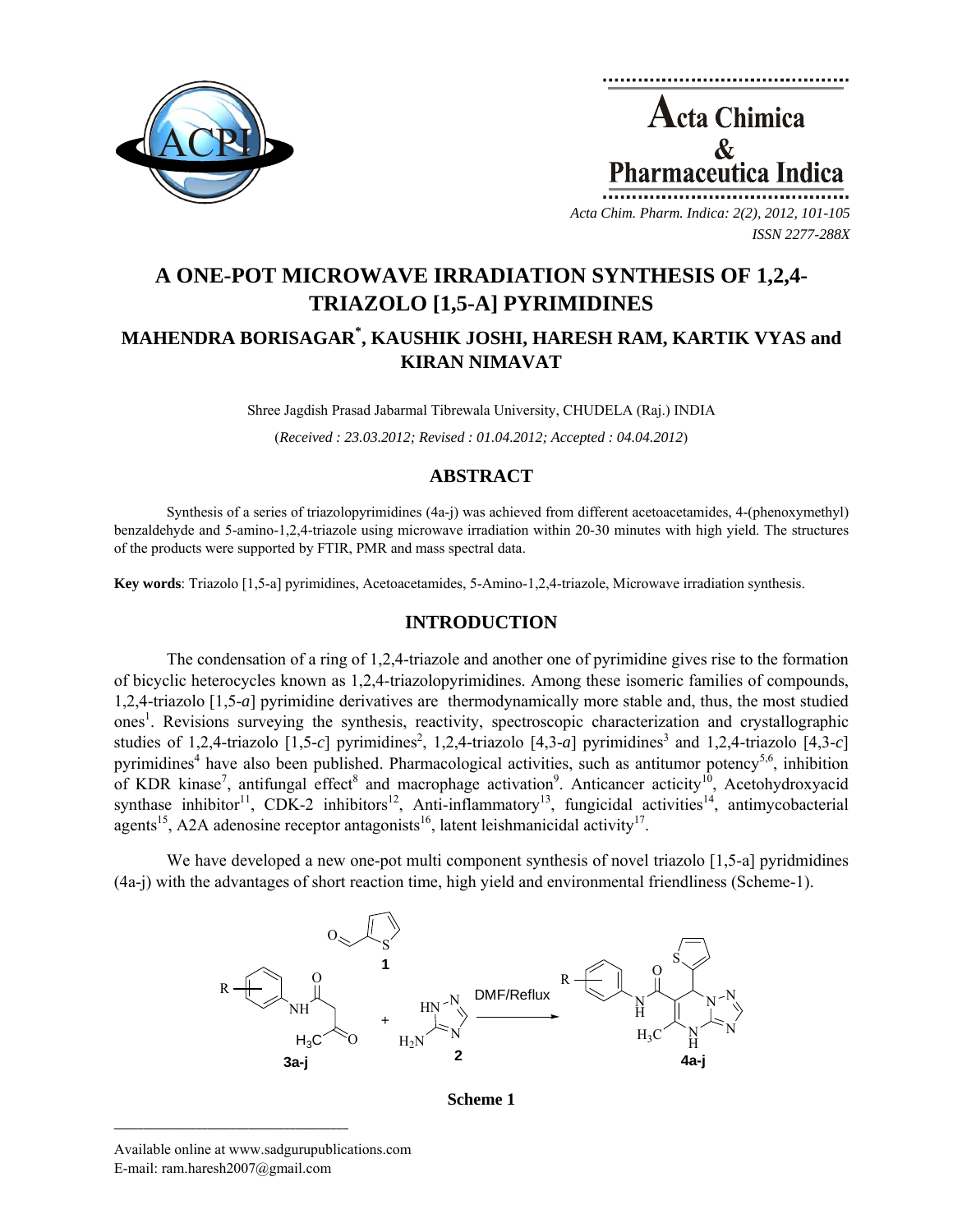# A ONE-POT MICROWAVE IRRADIATION SYNTHESIS OF 1,2,4-TRIAZOLO [1,5-A] PYRIMIDINES

## MAHENDRA BORISAGAR*, KAUSHIK JOSHI, HARESH RAM, KARTIK VYAS and KIRAN NIMAVAT

Shree Jagdish Prasad Jabarmal Tibrewala University, CHUDELA (Raj.) INDIA

(*Received : 23.03.2012; Revised : 01.04.2012; Accepted : 04.04.2012*)

## ABSTRACT

Synthesis of a series of triazolopyrimidines (4a-j) was achieved from different acetoacetamides, 4-(phenoxymethyl) benzaldehyde and 5-amino-1,2,4-triazole using microwave irradiation within 20-30 minutes with high yield. The structures of the products were supported by FTIR, PMR and mass spectral data.

**Key words**: Triazolo [1,5-a] pyrimidines, Acetoacetamides, 5-Amino-1,2,4-triazole, Microwave irradiation synthesis.

## INTRODUCTION

The condensation of a ring of 1,2,4-triazole and another one of pyrimidine gives rise to the formation of bicyclic heterocycles known as 1,2,4-triazolopyrimidines. Among these isomeric families of compounds, 1,2,4-triazolo [1,5-*a*] pyrimidine derivatives are thermodynamically more stable and, thus, the most studied ones[1]. Revisions surveying the synthesis, reactivity, spectroscopic characterization and crystallographic studies of 1,2,4-triazolo [1,5-*c*] pyrimidines[2], 1,2,4-triazolo [4,3-*a*] pyrimidines[3] and 1,2,4-triazolo [4,3-*c*] pyrimidines[4] have also been published. Pharmacological activities, such as antitumor potency[5,6], inhibition of KDR kinase[7], antifungal effect[8] and macrophage activation[9]. Anticancer acticity[10], Acetohydroxyacid synthase inhibitor[11], CDK-2 inhibitors[12], Anti-inflammatory[13], fungicidal activities[14], antimycobacterial agents[15], A2A adenosine receptor antagonists[16], latent leishmanicidal activity[17].

We have developed a new one-pot multi component synthesis of novel triazolo [1,5-a] pyridmidines (4a-j) with the advantages of short reaction time, high yield and environmental friendliness (Scheme-1).

**Scheme 1**

---

Available online at www.sadgurupublications.com
E-mail: ram.haresh2007@gmail.com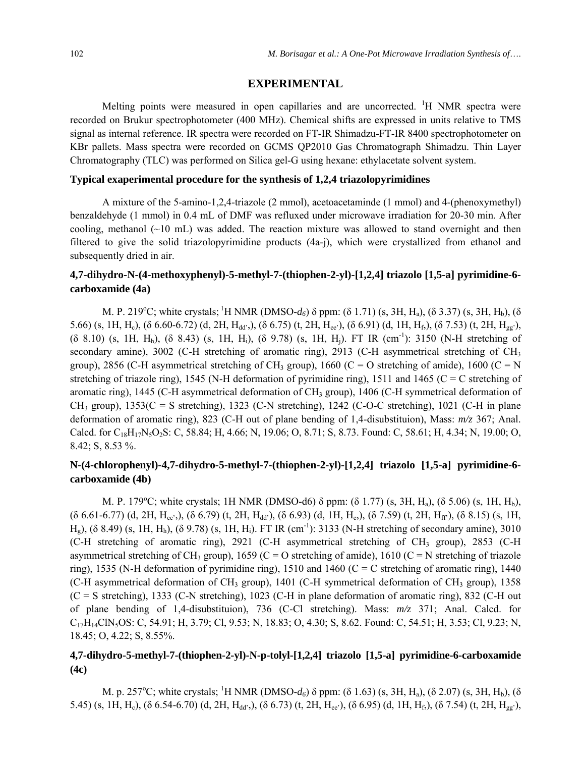## EXPERIMENTAL

Melting points were measured in open capillaries and are uncorrected. $^{1}$H NMR spectra were recorded on Brukur spectrophotometer (400 MHz). Chemical shifts are expressed in units relative to TMS signal as internal reference. IR spectra were recorded on FT-IR Shimadzu-FT-IR 8400 spectrophotometer on KBr pallets. Mass spectra were recorded on GCMS QP2010 Gas Chromatograph Shimadzu. Thin Layer Chromatography (TLC) was performed on Silica gel-G using hexane: ethylacetate solvent system.

### Typical exaperimental procedure for the synthesis of 1,2,4 triazolopyrimidines

A mixture of the 5-amino-1,2,4-triazole (2 mmol), acetoacetaminde (1 mmol) and 4-(phenoxymethyl) benzaldehyde (1 mmol) in 0.4 mL of DMF was refluxed under microwave irradiation for 20-30 min. After cooling, methanol (~10 mL) was added. The reaction mixture was allowed to stand overnight and then filtered to give the solid triazolopyrimidine products (4a-j), which were crystallized from ethanol and subsequently dried in air.

### 4,7-dihydro-N-(4-methoxyphenyl)-5-methyl-7-(thiophen-2-yl)-[1,2,4] triazolo [1,5-a] pyrimidine-6-carboxamide (4a)

M. P. 219ºC; white crystals; $^{1}$H NMR (DMSO-$d_6$) δ ppm: (δ 1.71) (s, 3H, $H_a$), (δ 3.37) (s, 3H, $H_b$), (δ 5.66) (s, 1H, $H_c$), (δ 6.60-6.72) (d, 2H, $H_{dd'}$,), (δ 6.75) (t, 2H, $H_{ee'}$), (δ 6.91) (d, 1H, $H_{f}$,), (δ 7.53) (t, 2H, $H_{gg'}$), (δ 8.10) (s, 1H, $H_h$), (δ 8.43) (s, 1H, $H_i$), (δ 9.78) (s, 1H, $H_j$). FT IR (cm$^{-1}$): 3150 (N-H stretching of secondary amine), 3002 (C-H stretching of aromatic ring), 2913 (C-H asymmetrical stretching of $CH_3$ group), 2856 (C-H asymmetrical stretching of $CH_3$ group), 1660 (C = O stretching of amide), 1600 (C = N stretching of triazole ring), 1545 (N-H deformation of pyrimidine ring), 1511 and 1465 (C = C stretching of aromatic ring), 1445 (C-H asymmetrical deformation of $CH_3$ group), 1406 (C-H symmetrical deformation of $CH_3$ group), 1353(C = S stretching), 1323 (C-N stretching), 1242 (C-O-C stretching), 1021 (C-H in plane deformation of aromatic ring), 823 (C-H out of plane bending of 1,4-disubstituion), Mass: *m/z* 367; Anal. Calcd. for $C_{18}H_{17}N_5O_2S$: C, 58.84; H, 4.66; N, 19.06; O, 8.71; S, 8.73. Found: C, 58.61; H, 4.34; N, 19.00; O, 8.42; S, 8.53 %.

### N-(4-chlorophenyl)-4,7-dihydro-5-methyl-7-(thiophen-2-yl)-[1,2,4] triazolo [1,5-a] pyrimidine-6-carboxamide (4b)

M. P. 179ºC; white crystals; 1H NMR (DMSO-d6) δ ppm: (δ 1.77) (s, 3H, $H_a$), (δ 5.06) (s, 1H, $H_b$), (δ 6.61-6.77) (d, 2H, $H_{cc'}$,), (δ 6.79) (t, 2H, $H_{dd'}$), (δ 6.93) (d, 1H, $H_e$,), (δ 7.59) (t, 2H, $H_{ff'}$), (δ 8.15) (s, 1H, $H_g$), (δ 8.49) (s, 1H, $H_h$), (δ 9.78) (s, 1H, $H_i$). FT IR (cm$^{-1}$): 3133 (N-H stretching of secondary amine), 3010 (C-H stretching of aromatic ring), 2921 (C-H asymmetrical stretching of $CH_3$ group), 2853 (C-H asymmetrical stretching of $CH_3$ group), 1659 (C = O stretching of amide), 1610 (C = N stretching of triazole ring), 1535 (N-H deformation of pyrimidine ring), 1510 and 1460 (C = C stretching of aromatic ring), 1440 (C-H asymmetrical deformation of $CH_3$ group), 1401 (C-H symmetrical deformation of $CH_3$ group), 1358 (C = S stretching), 1333 (C-N stretching), 1023 (C-H in plane deformation of aromatic ring), 832 (C-H out of plane bending of 1,4-disubstituion), 736 (C-Cl stretching). Mass: *m/z* 371; Anal. Calcd. for $C_{17}H_{14}ClN_5OS$: C, 54.91; H, 3.79; Cl, 9.53; N, 18.83; O, 4.30; S, 8.62. Found: C, 54.51; H, 3.53; Cl, 9.23; N, 18.45; O, 4.22; S, 8.55%.

### 4,7-dihydro-5-methyl-7-(thiophen-2-yl)-N-p-tolyl-[1,2,4] triazolo [1,5-a] pyrimidine-6-carboxamide (4c)

M. p. 257ºC; white crystals; $^{1}$H NMR (DMSO-$d_6$) δ ppm: (δ 1.63) (s, 3H, $H_a$), (δ 2.07) (s, 3H, $H_b$), (δ 5.45) (s, 1H, $H_c$), (δ 6.54-6.70) (d, 2H, $H_{dd'}$,), (δ 6.73) (t, 2H, $H_{ee'}$), (δ 6.95) (d, 1H, $H_{f}$,), (δ 7.54) (t, 2H, $H_{gg'}$),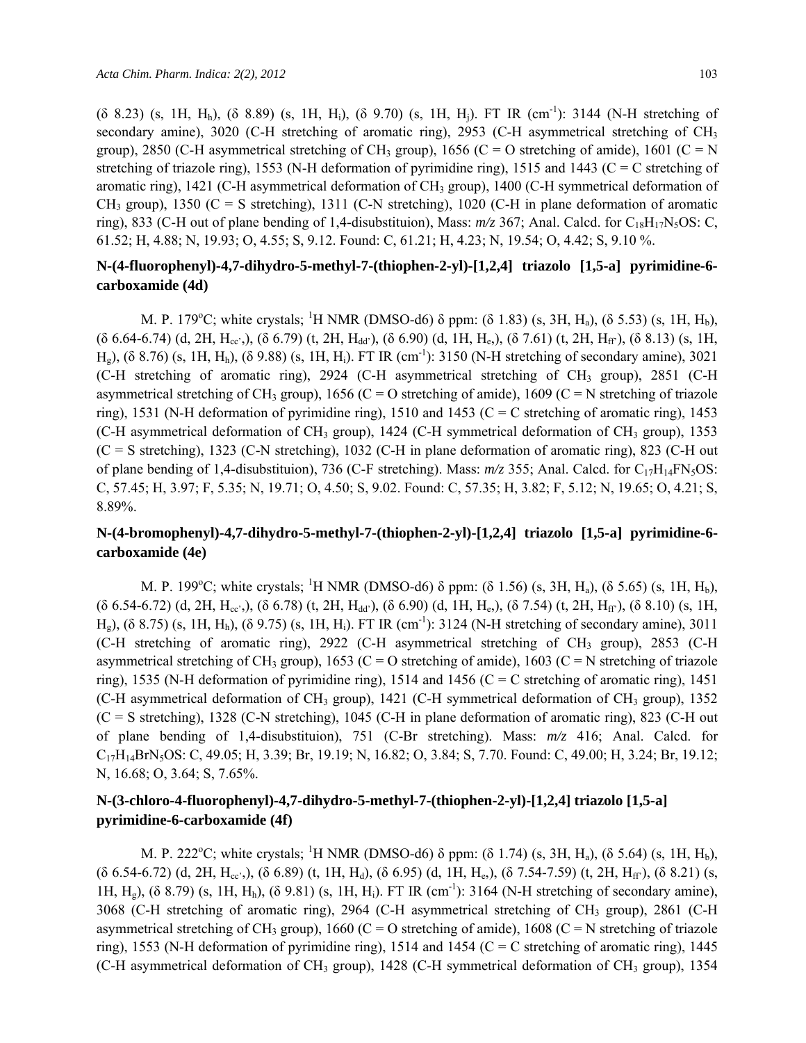(δ 8.23) (s, 1H, $H_h$), (δ 8.89) (s, 1H, $H_i$), (δ 9.70) (s, 1H, $H_j$). FT IR ($cm^{-1}$): 3144 (N-H stretching of secondary amine), 3020 (C-H stretching of aromatic ring), 2953 (C-H asymmetrical stretching of $CH_3$ group), 2850 (C-H asymmetrical stretching of $CH_3$ group), 1656 (C = O stretching of amide), 1601 (C = N stretching of triazole ring), 1553 (N-H deformation of pyrimidine ring), 1515 and 1443 (C = C stretching of aromatic ring), 1421 (C-H asymmetrical deformation of $CH_3$ group), 1400 (C-H symmetrical deformation of $CH_3$ group), 1350 (C = S stretching), 1311 (C-N stretching), 1020 (C-H in plane deformation of aromatic ring), 833 (C-H out of plane bending of 1,4-disubstituion), Mass: *m/z* 367; Anal. Calcd. for $C_{18}H_{17}N_5OS$: C, 61.52; H, 4.88; N, 19.93; O, 4.55; S, 9.12. Found: C, 61.21; H, 4.23; N, 19.54; O, 4.42; S, 9.10 %.

## N-(4-fluorophenyl)-4,7-dihydro-5-methyl-7-(thiophen-2-yl)-[1,2,4] triazolo [1,5-a] pyrimidine-6-carboxamide (4d)

M. P. 179°C; white crystals; $^1$H NMR (DMSO-d6) δ ppm: (δ 1.83) (s, 3H, $H_a$), (δ 5.53) (s, 1H, $H_b$), (δ 6.64-6.74) (d, 2H, $H_{cc'}$,), (δ 6.79) (t, 2H, $H_{dd'}$), (δ 6.90) (d, 1H, $H_e$,), (δ 7.61) (t, 2H, $H_{ff'}$), (δ 8.13) (s, 1H, $H_g$), (δ 8.76) (s, 1H, $H_h$), (δ 9.88) (s, 1H, $H_i$). FT IR ($cm^{-1}$): 3150 (N-H stretching of secondary amine), 3021 (C-H stretching of aromatic ring), 2924 (C-H asymmetrical stretching of $CH_3$ group), 2851 (C-H asymmetrical stretching of $CH_3$ group), 1656 (C = O stretching of amide), 1609 (C = N stretching of triazole ring), 1531 (N-H deformation of pyrimidine ring), 1510 and 1453 (C = C stretching of aromatic ring), 1453 (C-H asymmetrical deformation of $CH_3$ group), 1424 (C-H symmetrical deformation of $CH_3$ group), 1353 (C = S stretching), 1323 (C-N stretching), 1032 (C-H in plane deformation of aromatic ring), 823 (C-H out of plane bending of 1,4-disubstituion), 736 (C-F stretching). Mass: *m/z* 355; Anal. Calcd. for $C_{17}H_{14}FN_5OS$: C, 57.45; H, 3.97; F, 5.35; N, 19.71; O, 4.50; S, 9.02. Found: C, 57.35; H, 3.82; F, 5.12; N, 19.65; O, 4.21; S, 8.89%.

## N-(4-bromophenyl)-4,7-dihydro-5-methyl-7-(thiophen-2-yl)-[1,2,4] triazolo [1,5-a] pyrimidine-6-carboxamide (4e)

M. P. 199°C; white crystals; $^1$H NMR (DMSO-d6) δ ppm: (δ 1.56) (s, 3H, $H_a$), (δ 5.65) (s, 1H, $H_b$), (δ 6.54-6.72) (d, 2H, $H_{cc'}$,), (δ 6.78) (t, 2H, $H_{dd'}$), (δ 6.90) (d, 1H, $H_e$,), (δ 7.54) (t, 2H, $H_{ff'}$), (δ 8.10) (s, 1H, $H_g$), (δ 8.75) (s, 1H, $H_h$), (δ 9.75) (s, 1H, $H_i$). FT IR ($cm^{-1}$): 3124 (N-H stretching of secondary amine), 3011 (C-H stretching of aromatic ring), 2922 (C-H asymmetrical stretching of $CH_3$ group), 2853 (C-H asymmetrical stretching of $CH_3$ group), 1653 (C = O stretching of amide), 1603 (C = N stretching of triazole ring), 1535 (N-H deformation of pyrimidine ring), 1514 and 1456 (C = C stretching of aromatic ring), 1451 (C-H asymmetrical deformation of $CH_3$ group), 1421 (C-H symmetrical deformation of $CH_3$ group), 1352 (C = S stretching), 1328 (C-N stretching), 1045 (C-H in plane deformation of aromatic ring), 823 (C-H out of plane bending of 1,4-disubstituion), 751 (C-Br stretching). Mass: *m/z* 416; Anal. Calcd. for $C_{17}H_{14}BrN_5OS$: C, 49.05; H, 3.39; Br, 19.19; N, 16.82; O, 3.84; S, 7.70. Found: C, 49.00; H, 3.24; Br, 19.12; N, 16.68; O, 3.64; S, 7.65%.

## N-(3-chloro-4-fluorophenyl)-4,7-dihydro-5-methyl-7-(thiophen-2-yl)-[1,2,4] triazolo [1,5-a] pyrimidine-6-carboxamide (4f)

M. P. 222°C; white crystals; $^1$H NMR (DMSO-d6) δ ppm: (δ 1.74) (s, 3H, $H_a$), (δ 5.64) (s, 1H, $H_b$), (δ 6.54-6.72) (d, 2H, $H_{cc'}$,), (δ 6.89) (t, 1H, $H_d$), (δ 6.95) (d, 1H, $H_e$,), (δ 7.54-7.59) (t, 2H, $H_{ff'}$), (δ 8.21) (s, 1H, $H_g$), (δ 8.79) (s, 1H, $H_h$), (δ 9.81) (s, 1H, $H_i$). FT IR ($cm^{-1}$): 3164 (N-H stretching of secondary amine), 3068 (C-H stretching of aromatic ring), 2964 (C-H asymmetrical stretching of $CH_3$ group), 2861 (C-H asymmetrical stretching of $CH_3$ group), 1660 (C = O stretching of amide), 1608 (C = N stretching of triazole ring), 1553 (N-H deformation of pyrimidine ring), 1514 and 1454 (C = C stretching of aromatic ring), 1445 (C-H asymmetrical deformation of $CH_3$ group), 1428 (C-H symmetrical deformation of $CH_3$ group), 1354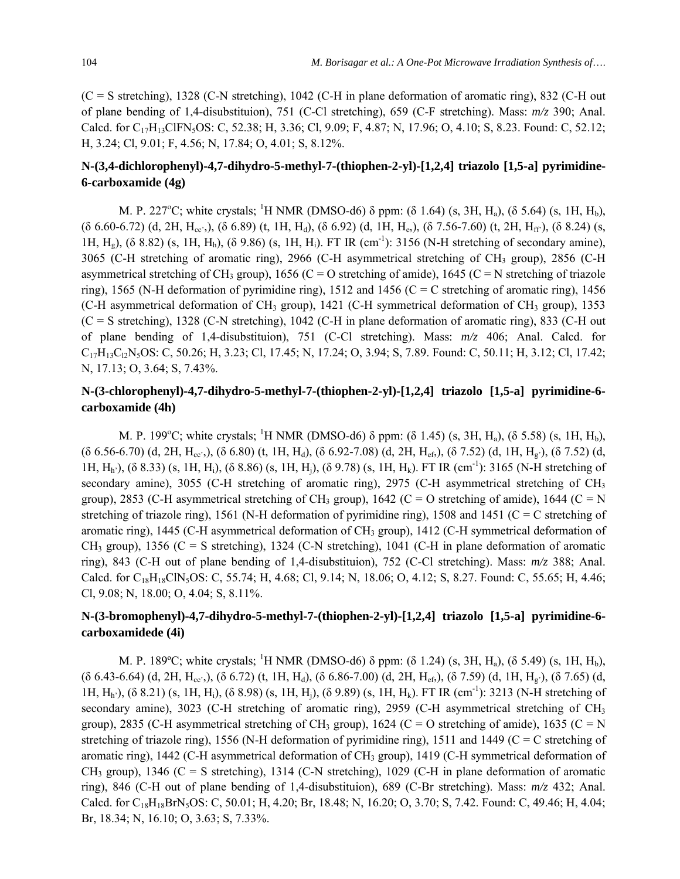(C = S stretching), 1328 (C-N stretching), 1042 (C-H in plane deformation of aromatic ring), 832 (C-H out of plane bending of 1,4-disubstituion), 751 (C-Cl stretching), 659 (C-F stretching). Mass: *m/z* 390; Anal. Calcd. for $C_{17}H_{13}ClFN_5OS$: C, 52.38; H, 3.36; Cl, 9.09; F, 4.87; N, 17.96; O, 4.10; S, 8.23. Found: C, 52.12; H, 3.24; Cl, 9.01; F, 4.56; N, 17.84; O, 4.01; S, 8.12%.

### N-(3,4-dichlorophenyl)-4,7-dihydro-5-methyl-7-(thiophen-2-yl)-[1,2,4] triazolo [1,5-a] pyrimidine-6-carboxamide (4g)

M. P. 227°C; white crystals; $^1$H NMR (DMSO-d6) δ ppm: (δ 1.64) (s, 3H, $H_a$), (δ 5.64) (s, 1H, $H_b$), (δ 6.60-6.72) (d, 2H, $H_{cc'}$,), (δ 6.89) (t, 1H, $H_d$), (δ 6.92) (d, 1H, $H_e$,), (δ 7.56-7.60) (t, 2H, $H_{ff'}$), (δ 8.24) (s, 1H, $H_g$), (δ 8.82) (s, 1H, $H_h$), (δ 9.86) (s, 1H, $H_i$). FT IR (cm$^{-1}$): 3156 (N-H stretching of secondary amine), 3065 (C-H stretching of aromatic ring), 2966 (C-H asymmetrical stretching of $CH_3$ group), 2856 (C-H asymmetrical stretching of $CH_3$ group), 1656 (C = O stretching of amide), 1645 (C = N stretching of triazole ring), 1565 (N-H deformation of pyrimidine ring), 1512 and 1456 (C = C stretching of aromatic ring), 1456 (C-H asymmetrical deformation of $CH_3$ group), 1421 (C-H symmetrical deformation of $CH_3$ group), 1353 (C = S stretching), 1328 (C-N stretching), 1042 (C-H in plane deformation of aromatic ring), 833 (C-H out of plane bending of 1,4-disubstituion), 751 (C-Cl stretching). Mass: *m/z* 406; Anal. Calcd. for $C_{17}H_{13}C_{l2}N_5OS$: C, 50.26; H, 3.23; Cl, 17.45; N, 17.24; O, 3.94; S, 7.89. Found: C, 50.11; H, 3.12; Cl, 17.42; N, 17.13; O, 3.64; S, 7.43%.

### N-(3-chlorophenyl)-4,7-dihydro-5-methyl-7-(thiophen-2-yl)-[1,2,4] triazolo [1,5-a] pyrimidine-6-carboxamide (4h)

M. P. 199°C; white crystals; $^1$H NMR (DMSO-d6) δ ppm: (δ 1.45) (s, 3H, $H_a$), (δ 5.58) (s, 1H, $H_b$), (δ 6.56-6.70) (d, 2H, $H_{cc'}$,), (δ 6.80) (t, 1H, $H_d$), (δ 6.92-7.08) (d, 2H, $H_{ef}$,), (δ 7.52) (d, 1H, $H_{g'}$), (δ 7.52) (d, 1H, $H_{h'}$), (δ 8.33) (s, 1H, $H_i$), (δ 8.86) (s, 1H, $H_j$), (δ 9.78) (s, 1H, $H_k$). FT IR (cm$^{-1}$): 3165 (N-H stretching of secondary amine), 3055 (C-H stretching of aromatic ring), 2975 (C-H asymmetrical stretching of $CH_3$ group), 2853 (C-H asymmetrical stretching of $CH_3$ group), 1642 (C = O stretching of amide), 1644 (C = N stretching of triazole ring), 1561 (N-H deformation of pyrimidine ring), 1508 and 1451 (C = C stretching of aromatic ring), 1445 (C-H asymmetrical deformation of $CH_3$ group), 1412 (C-H symmetrical deformation of $CH_3$ group), 1356 (C = S stretching), 1324 (C-N stretching), 1041 (C-H in plane deformation of aromatic ring), 843 (C-H out of plane bending of 1,4-disubstituion), 752 (C-Cl stretching). Mass: *m/z* 388; Anal. Calcd. for $C_{18}H_{18}ClN_5OS$: C, 55.74; H, 4.68; Cl, 9.14; N, 18.06; O, 4.12; S, 8.27. Found: C, 55.65; H, 4.46; Cl, 9.08; N, 18.00; O, 4.04; S, 8.11%.

### N-(3-bromophenyl)-4,7-dihydro-5-methyl-7-(thiophen-2-yl)-[1,2,4] triazolo [1,5-a] pyrimidine-6-carboxamidede (4i)

M. P. 189ºC; white crystals; $^1$H NMR (DMSO-d6) δ ppm: (δ 1.24) (s, 3H, $H_a$), (δ 5.49) (s, 1H, $H_b$), (δ 6.43-6.64) (d, 2H, $H_{cc'}$,), (δ 6.72) (t, 1H, $H_d$), (δ 6.86-7.00) (d, 2H, $H_{ef}$,), (δ 7.59) (d, 1H, $H_{g'}$), (δ 7.65) (d, 1H, $H_{h'}$), (δ 8.21) (s, 1H, $H_i$), (δ 8.98) (s, 1H, $H_j$), (δ 9.89) (s, 1H, $H_k$). FT IR (cm$^{-1}$): 3213 (N-H stretching of secondary amine), 3023 (C-H stretching of aromatic ring), 2959 (C-H asymmetrical stretching of $CH_3$ group), 2835 (C-H asymmetrical stretching of $CH_3$ group), 1624 (C = O stretching of amide), 1635 (C = N stretching of triazole ring), 1556 (N-H deformation of pyrimidine ring), 1511 and 1449 (C = C stretching of aromatic ring), 1442 (C-H asymmetrical deformation of $CH_3$ group), 1419 (C-H symmetrical deformation of $CH_3$ group), 1346 (C = S stretching), 1314 (C-N stretching), 1029 (C-H in plane deformation of aromatic ring), 846 (C-H out of plane bending of 1,4-disubstituion), 689 (C-Br stretching). Mass: *m/z* 432; Anal. Calcd. for $C_{18}H_{18}BrN_5OS$: C, 50.01; H, 4.20; Br, 18.48; N, 16.20; O, 3.70; S, 7.42. Found: C, 49.46; H, 4.04; Br, 18.34; N, 16.10; O, 3.63; S, 7.33%.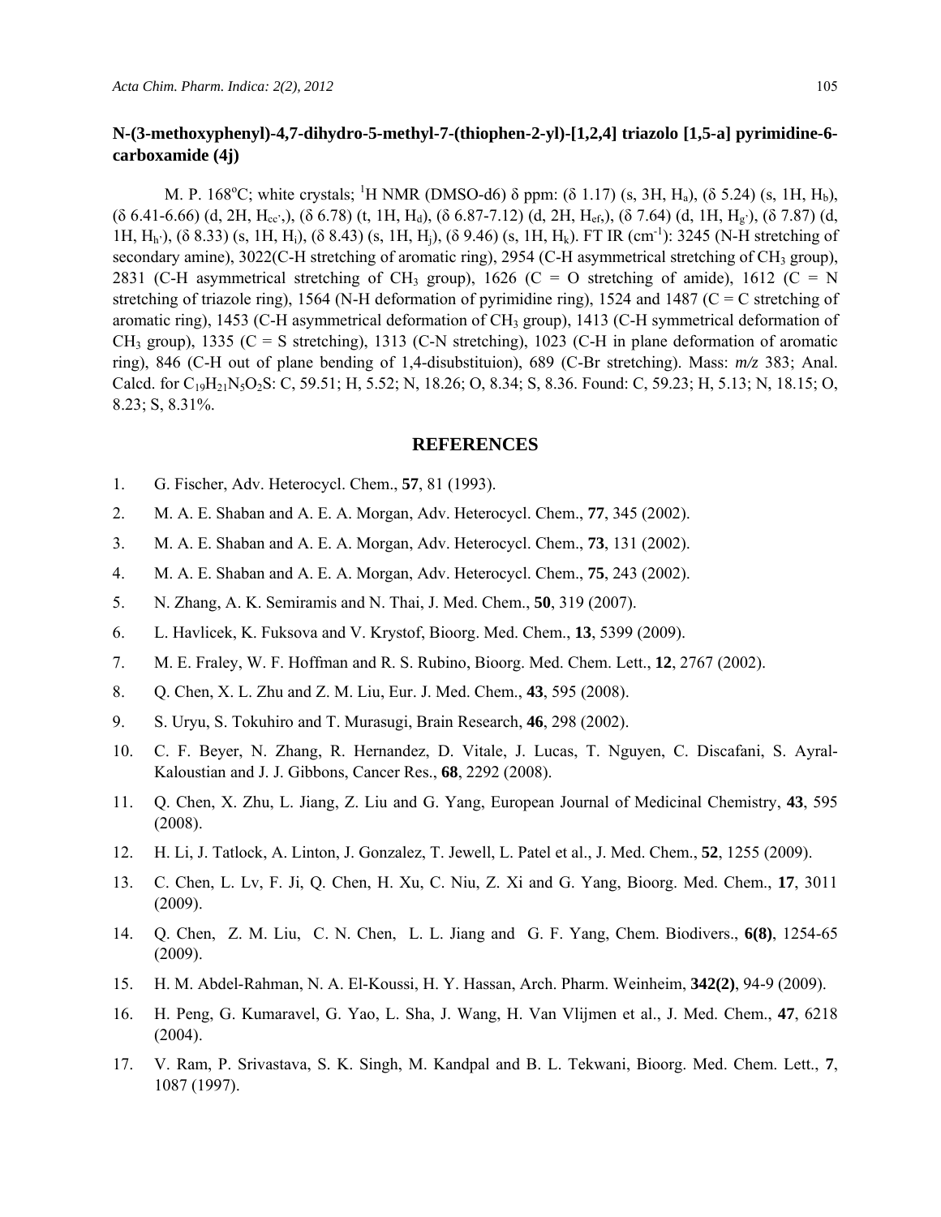### N-(3-methoxyphenyl)-4,7-dihydro-5-methyl-7-(thiophen-2-yl)-[1,2,4] triazolo [1,5-a] pyrimidine-6-carboxamide (4j)

M. P. 168°C; white crystals; $^1$H NMR (DMSO-d6) δ ppm: (δ 1.17) (s, 3H, $H_a$), (δ 5.24) (s, 1H, $H_b$), (δ 6.41-6.66) (d, 2H, $H_{cc'}$,), (δ 6.78) (t, 1H, $H_d$), (δ 6.87-7.12) (d, 2H, $H_{ef'}$), (δ 7.64) (d, 1H, $H_{g'}$), (δ 7.87) (d, 1H, $H_{h'}$), (δ 8.33) (s, 1H, $H_i$), (δ 8.43) (s, 1H, $H_j$), (δ 9.46) (s, 1H, $H_k$). FT IR (cm$^{-1}$): 3245 (N-H stretching of secondary amine), 3022(C-H stretching of aromatic ring), 2954 (C-H asymmetrical stretching of $CH_3$ group), 2831 (C-H asymmetrical stretching of $CH_3$ group), 1626 (C = O stretching of amide), 1612 (C = N stretching of triazole ring), 1564 (N-H deformation of pyrimidine ring), 1524 and 1487 (C = C stretching of aromatic ring), 1453 (C-H asymmetrical deformation of $CH_3$ group), 1413 (C-H symmetrical deformation of $CH_3$ group), 1335 (C = S stretching), 1313 (C-N stretching), 1023 (C-H in plane deformation of aromatic ring), 846 (C-H out of plane bending of 1,4-disubstituion), 689 (C-Br stretching). Mass: *m/z* 383; Anal. Calcd. for $C_{19}H_{21}N_5O_2S$: C, 59.51; H, 5.52; N, 18.26; O, 8.34; S, 8.36. Found: C, 59.23; H, 5.13; N, 18.15; O, 8.23; S, 8.31%.

## REFERENCES

1. G. Fischer, Adv. Heterocycl. Chem., **57**, 81 (1993).
2. M. A. E. Shaban and A. E. A. Morgan, Adv. Heterocycl. Chem., **77**, 345 (2002).
3. M. A. E. Shaban and A. E. A. Morgan, Adv. Heterocycl. Chem., **73**, 131 (2002).
4. M. A. E. Shaban and A. E. A. Morgan, Adv. Heterocycl. Chem., **75**, 243 (2002).
5. N. Zhang, A. K. Semiramis and N. Thai, J. Med. Chem., **50**, 319 (2007).
6. L. Havlicek, K. Fuksova and V. Krystof, Bioorg. Med. Chem., **13**, 5399 (2009).
7. M. E. Fraley, W. F. Hoffman and R. S. Rubino, Bioorg. Med. Chem. Lett., **12**, 2767 (2002).
8. Q. Chen, X. L. Zhu and Z. M. Liu, Eur. J. Med. Chem., **43**, 595 (2008).
9. S. Uryu, S. Tokuhiro and T. Murasugi, Brain Research, **46**, 298 (2002).
10. C. F. Beyer, N. Zhang, R. Hernandez, D. Vitale, J. Lucas, T. Nguyen, C. Discafani, S. Ayral-Kaloustian and J. J. Gibbons, Cancer Res., **68**, 2292 (2008).
11. Q. Chen, X. Zhu, L. Jiang, Z. Liu and G. Yang, European Journal of Medicinal Chemistry, **43**, 595 (2008).
12. H. Li, J. Tatlock, A. Linton, J. Gonzalez, T. Jewell, L. Patel et al., J. Med. Chem., **52**, 1255 (2009).
13. C. Chen, L. Lv, F. Ji, Q. Chen, H. Xu, C. Niu, Z. Xi and G. Yang, Bioorg. Med. Chem., **17**, 3011 (2009).
14. Q. Chen, Z. M. Liu, C. N. Chen, L. L. Jiang and G. F. Yang, Chem. Biodivers., **6(8)**, 1254-65 (2009).
15. H. M. Abdel-Rahman, N. A. El-Koussi, H. Y. Hassan, Arch. Pharm. Weinheim, **342(2)**, 94-9 (2009).
16. H. Peng, G. Kumaravel, G. Yao, L. Sha, J. Wang, H. Van Vlijmen et al., J. Med. Chem., **47**, 6218 (2004).
17. V. Ram, P. Srivastava, S. K. Singh, M. Kandpal and B. L. Tekwani, Bioorg. Med. Chem. Lett., **7**, 1087 (1997).